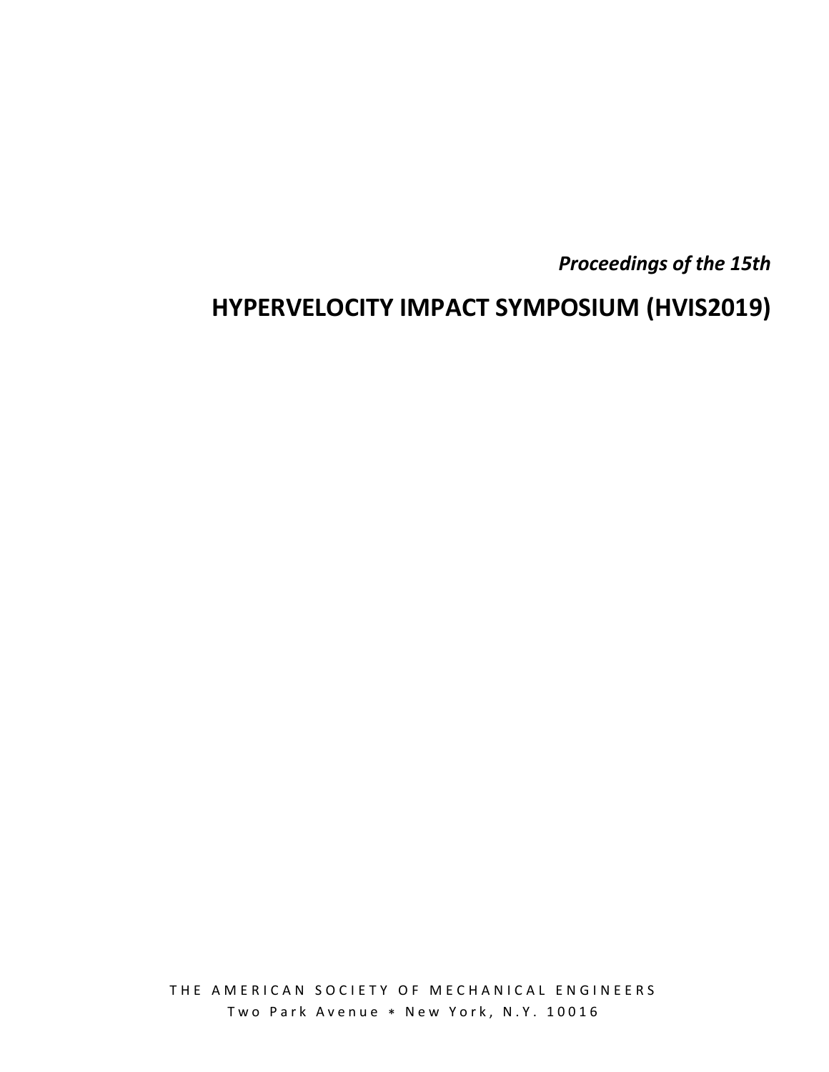*Proceedings of the 15th*

# HYPERVELOCITY IMPACT SYMPOSIUM (HVIS2019)

THE AMERICAN SOCIETY OF MECHANICAL ENGINEERS

Two Park Avenue * New York, N.Y. 10016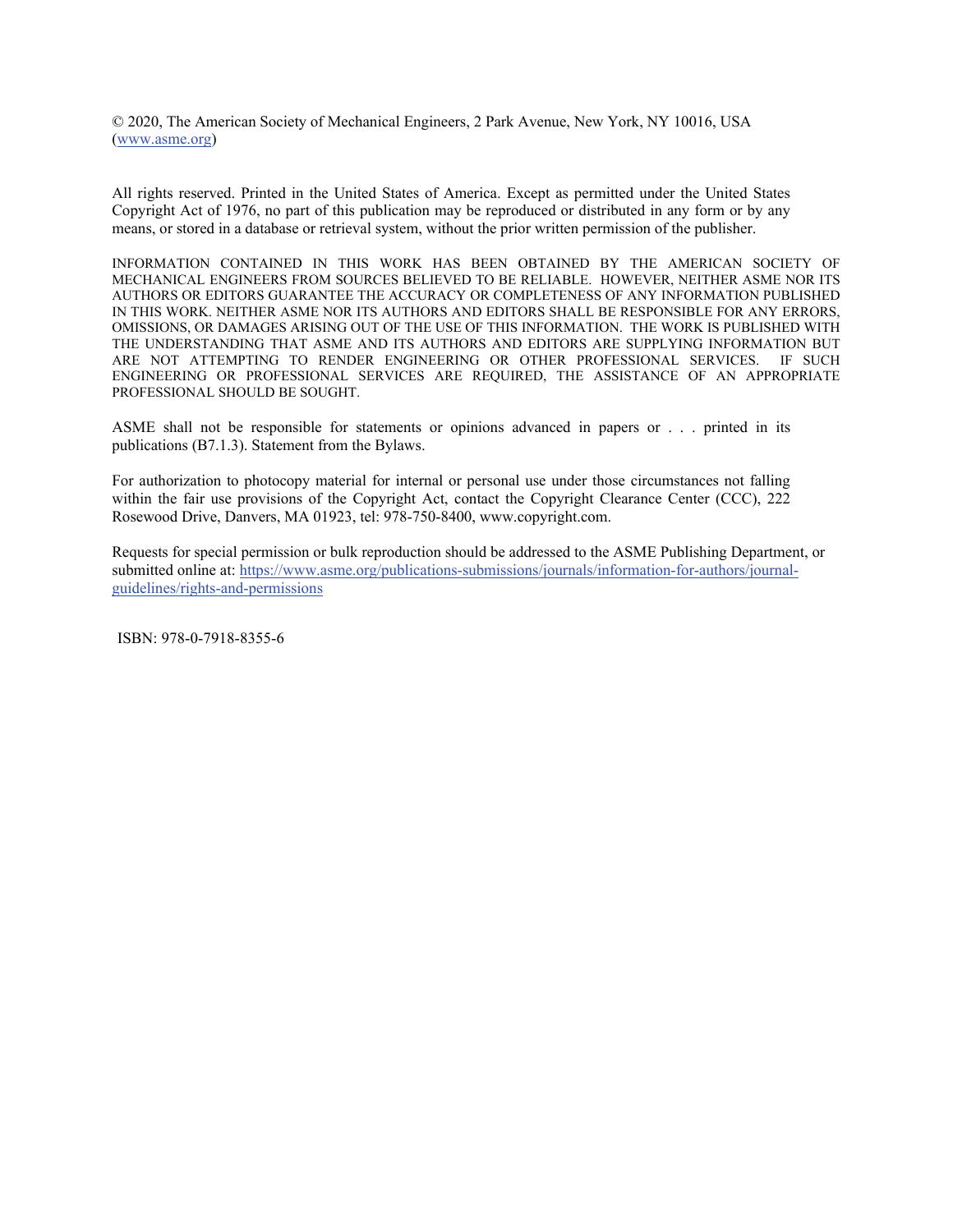© 2020, The American Society of Mechanical Engineers, 2 Park Avenue, New York, NY 10016, USA (www.asme.org)

All rights reserved. Printed in the United States of America. Except as permitted under the United States Copyright Act of 1976, no part of this publication may be reproduced or distributed in any form or by any means, or stored in a database or retrieval system, without the prior written permission of the publisher.

INFORMATION CONTAINED IN THIS WORK HAS BEEN OBTAINED BY THE AMERICAN SOCIETY OF MECHANICAL ENGINEERS FROM SOURCES BELIEVED TO BE RELIABLE. HOWEVER, NEITHER ASME NOR ITS AUTHORS OR EDITORS GUARANTEE THE ACCURACY OR COMPLETENESS OF ANY INFORMATION PUBLISHED IN THIS WORK. NEITHER ASME NOR ITS AUTHORS AND EDITORS SHALL BE RESPONSIBLE FOR ANY ERRORS, OMISSIONS, OR DAMAGES ARISING OUT OF THE USE OF THIS INFORMATION. THE WORK IS PUBLISHED WITH THE UNDERSTANDING THAT ASME AND ITS AUTHORS AND EDITORS ARE SUPPLYING INFORMATION BUT ARE NOT ATTEMPTING TO RENDER ENGINEERING OR OTHER PROFESSIONAL SERVICES. IF SUCH ENGINEERING OR PROFESSIONAL SERVICES ARE REQUIRED, THE ASSISTANCE OF AN APPROPRIATE PROFESSIONAL SHOULD BE SOUGHT.

ASME shall not be responsible for statements or opinions advanced in papers or . . . printed in its publications (B7.1.3). Statement from the Bylaws.

For authorization to photocopy material for internal or personal use under those circumstances not falling within the fair use provisions of the Copyright Act, contact the Copyright Clearance Center (CCC), 222 Rosewood Drive, Danvers, MA 01923, tel: 978-750-8400, www.copyright.com.

Requests for special permission or bulk reproduction should be addressed to the ASME Publishing Department, or submitted online at: https://www.asme.org/publications-submissions/journals/information-for-authors/journal-guidelines/rights-and-permissions

ISBN: 978-0-7918-8355-6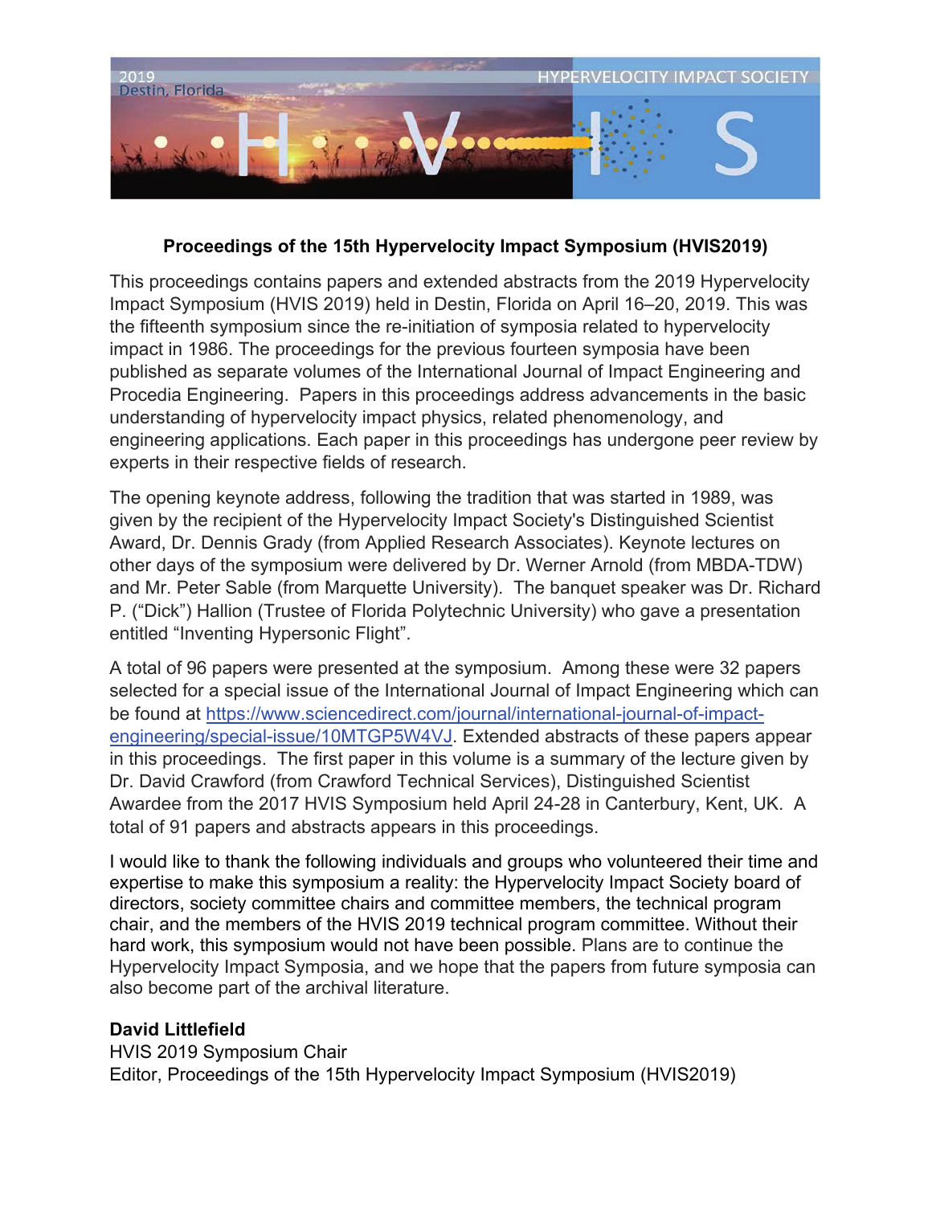# Proceedings of the 15th Hypervelocity Impact Symposium (HVIS2019)

This proceedings contains papers and extended abstracts from the 2019 Hypervelocity Impact Symposium (HVIS 2019) held in Destin, Florida on April 16–20, 2019. This was the fifteenth symposium since the re-initiation of symposia related to hypervelocity impact in 1986. The proceedings for the previous fourteen symposia have been published as separate volumes of the International Journal of Impact Engineering and Procedia Engineering. Papers in this proceedings address advancements in the basic understanding of hypervelocity impact physics, related phenomenology, and engineering applications. Each paper in this proceedings has undergone peer review by experts in their respective fields of research.

The opening keynote address, following the tradition that was started in 1989, was given by the recipient of the Hypervelocity Impact Society's Distinguished Scientist Award, Dr. Dennis Grady (from Applied Research Associates). Keynote lectures on other days of the symposium were delivered by Dr. Werner Arnold (from MBDA-TDW) and Mr. Peter Sable (from Marquette University). The banquet speaker was Dr. Richard P. ("Dick") Hallion (Trustee of Florida Polytechnic University) who gave a presentation entitled "Inventing Hypersonic Flight".

A total of 96 papers were presented at the symposium. Among these were 32 papers selected for a special issue of the International Journal of Impact Engineering which can be found at https://www.sciencedirect.com/journal/international-journal-of-impact-engineering/special-issue/10MTGP5W4VJ. Extended abstracts of these papers appear in this proceedings. The first paper in this volume is a summary of the lecture given by Dr. David Crawford (from Crawford Technical Services), Distinguished Scientist Awardee from the 2017 HVIS Symposium held April 24-28 in Canterbury, Kent, UK. A total of 91 papers and abstracts appears in this proceedings.

I would like to thank the following individuals and groups who volunteered their time and expertise to make this symposium a reality: the Hypervelocity Impact Society board of directors, society committee chairs and committee members, the technical program chair, and the members of the HVIS 2019 technical program committee. Without their hard work, this symposium would not have been possible. Plans are to continue the Hypervelocity Impact Symposia, and we hope that the papers from future symposia can also become part of the archival literature.

**David Littlefield**
HVIS 2019 Symposium Chair
Editor, Proceedings of the 15th Hypervelocity Impact Symposium (HVIS2019)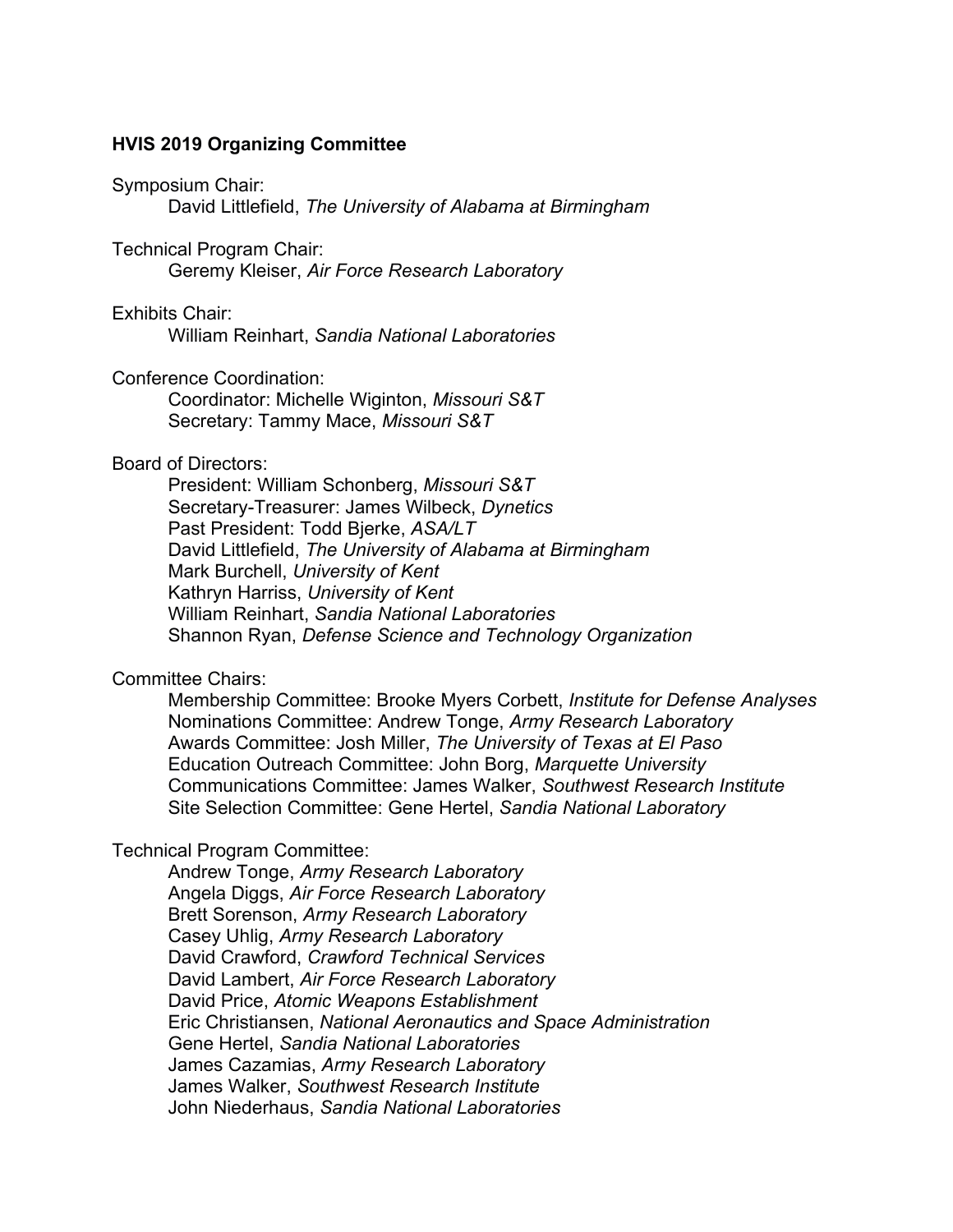**HVIS 2019 Organizing Committee**

Symposium Chair:

David Littlefield, *The University of Alabama at Birmingham*

Technical Program Chair:

Geremy Kleiser, *Air Force Research Laboratory*

Exhibits Chair:

William Reinhart, *Sandia National Laboratories*

Conference Coordination:

Coordinator: Michelle Wiginton, *Missouri S&T*
Secretary: Tammy Mace, *Missouri S&T*

Board of Directors:

President: William Schonberg, *Missouri S&T*
Secretary-Treasurer: James Wilbeck, *Dynetics*
Past President: Todd Bjerke, *ASA/LT*
David Littlefield, *The University of Alabama at Birmingham*
Mark Burchell, *University of Kent*
Kathryn Harriss, *University of Kent*
William Reinhart, *Sandia National Laboratories*
Shannon Ryan, *Defense Science and Technology Organization*

Committee Chairs:

Membership Committee: Brooke Myers Corbett, *Institute for Defense Analyses*
Nominations Committee: Andrew Tonge, *Army Research Laboratory*
Awards Committee: Josh Miller, *The University of Texas at El Paso*
Education Outreach Committee: John Borg, *Marquette University*
Communications Committee: James Walker, *Southwest Research Institute*
Site Selection Committee: Gene Hertel, *Sandia National Laboratory*

Technical Program Committee:

Andrew Tonge, *Army Research Laboratory*
Angela Diggs, *Air Force Research Laboratory*
Brett Sorenson, *Army Research Laboratory*
Casey Uhlig, *Army Research Laboratory*
David Crawford, *Crawford Technical Services*
David Lambert, *Air Force Research Laboratory*
David Price, *Atomic Weapons Establishment*
Eric Christiansen, *National Aeronautics and Space Administration*
Gene Hertel, *Sandia National Laboratories*
James Cazamias, *Army Research Laboratory*
James Walker, *Southwest Research Institute*
John Niederhaus, *Sandia National Laboratories*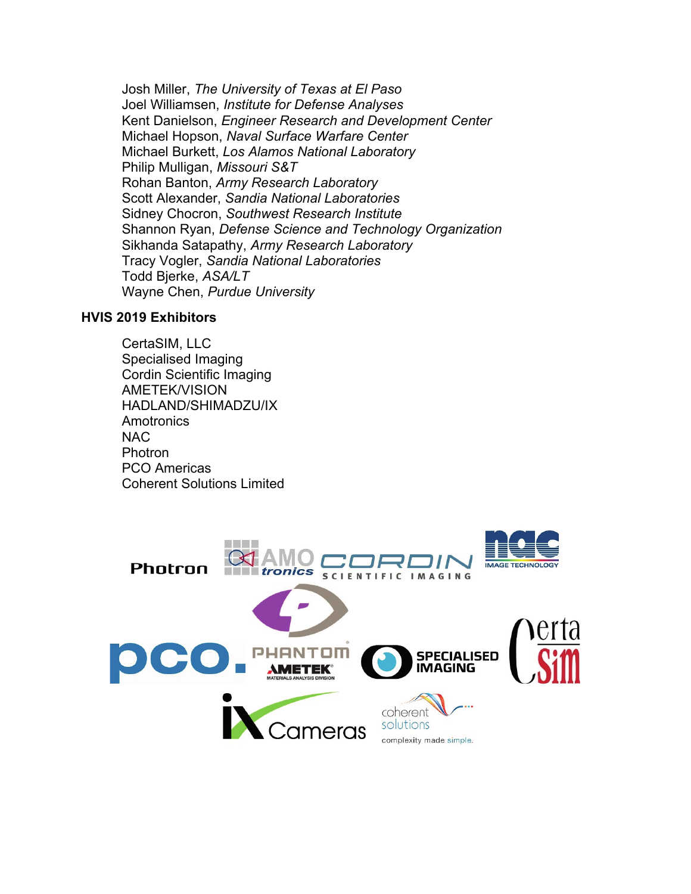Josh Miller, *The University of Texas at El Paso*
Joel Williamsen, *Institute for Defense Analyses*
Kent Danielson, *Engineer Research and Development Center*
Michael Hopson, *Naval Surface Warfare Center*
Michael Burkett, *Los Alamos National Laboratory*
Philip Mulligan, *Missouri S&T*
Rohan Banton, *Army Research Laboratory*
Scott Alexander, *Sandia National Laboratories*
Sidney Chocron, *Southwest Research Institute*
Shannon Ryan, *Defense Science and Technology Organization*
Sikhanda Satapathy, *Army Research Laboratory*
Tracy Vogler, *Sandia National Laboratories*
Todd Bjerke, *ASA/LT*
Wayne Chen, *Purdue University*

**HVIS 2019 Exhibitors**

CertaSIM, LLC
Specialised Imaging
Cordin Scientific Imaging
AMETEK/VISION
HADLAND/SHIMADZU/IX
Amotronics
NAC
Photron
PCO Americas
Coherent Solutions Limited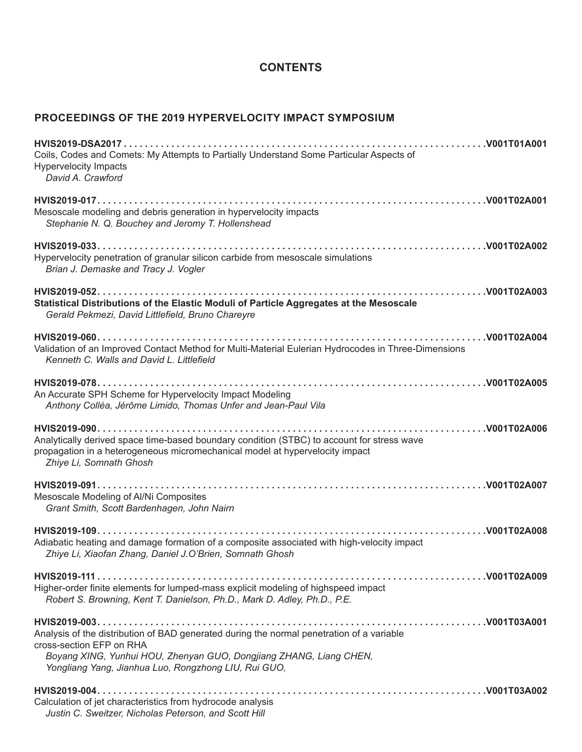# CONTENTS

## PROCEEDINGS OF THE 2019 HYPERVELOCITY IMPACT SYMPOSIUM

**HVIS2019-DSA2017** . . . . . . . . . . . . . . . . . . . . . . . . . . . . . . . . . . . . . . . . . . . . . . . . . . . . . . . . . . . . . . . . . . . . **V001T01A001**
Coils, Codes and Comets: My Attempts to Partially Understand Some Particular Aspects of Hypervelocity Impacts
*David A. Crawford*

**HVIS2019-017** . . . . . . . . . . . . . . . . . . . . . . . . . . . . . . . . . . . . . . . . . . . . . . . . . . . . . . . . . . . . . . . . . . . . . . . . . **V001T02A001**
Mesoscale modeling and debris generation in hypervelocity impacts
*Stephanie N. Q. Bouchey and Jeromy T. Hollenshead*

**HVIS2019-033** . . . . . . . . . . . . . . . . . . . . . . . . . . . . . . . . . . . . . . . . . . . . . . . . . . . . . . . . . . . . . . . . . . . . . . . . . **V001T02A002**
Hypervelocity penetration of granular silicon carbide from mesoscale simulations
*Brian J. Demaske and Tracy J. Vogler*

**HVIS2019-052** . . . . . . . . . . . . . . . . . . . . . . . . . . . . . . . . . . . . . . . . . . . . . . . . . . . . . . . . . . . . . . . . . . . . . . . . . **V001T02A003**
**Statistical Distributions of the Elastic Moduli of Particle Aggregates at the Mesoscale**
*Gerald Pekmezi, David Littlefield, Bruno Chareyre*

**HVIS2019-060** . . . . . . . . . . . . . . . . . . . . . . . . . . . . . . . . . . . . . . . . . . . . . . . . . . . . . . . . . . . . . . . . . . . . . . . . . **V001T02A004**
Validation of an Improved Contact Method for Multi-Material Eulerian Hydrocodes in Three-Dimensions
*Kenneth C. Walls and David L. Littlefield*

**HVIS2019-078** . . . . . . . . . . . . . . . . . . . . . . . . . . . . . . . . . . . . . . . . . . . . . . . . . . . . . . . . . . . . . . . . . . . . . . . . . **V001T02A005**
An Accurate SPH Scheme for Hypervelocity Impact Modeling
*Anthony Colléa, Jérôme Limido, Thomas Unfer and Jean-Paul Vila*

**HVIS2019-090** . . . . . . . . . . . . . . . . . . . . . . . . . . . . . . . . . . . . . . . . . . . . . . . . . . . . . . . . . . . . . . . . . . . . . . . . . **V001T02A006**
Analytically derived space time-based boundary condition (STBC) to account for stress wave propagation in a heterogeneous micromechanical model at hypervelocity impact
*Zhiye Li, Somnath Ghosh*

**HVIS2019-091** . . . . . . . . . . . . . . . . . . . . . . . . . . . . . . . . . . . . . . . . . . . . . . . . . . . . . . . . . . . . . . . . . . . . . . . . . **V001T02A007**
Mesoscale Modeling of Al/Ni Composites
*Grant Smith, Scott Bardenhagen, John Nairn*

**HVIS2019-109** . . . . . . . . . . . . . . . . . . . . . . . . . . . . . . . . . . . . . . . . . . . . . . . . . . . . . . . . . . . . . . . . . . . . . . . . . **V001T02A008**
Adiabatic heating and damage formation of a composite associated with high-velocity impact
*Zhiye Li, Xiaofan Zhang, Daniel J.O'Brien, Somnath Ghosh*

**HVIS2019-111** . . . . . . . . . . . . . . . . . . . . . . . . . . . . . . . . . . . . . . . . . . . . . . . . . . . . . . . . . . . . . . . . . . . . . . . . . **V001T02A009**
Higher-order finite elements for lumped-mass explicit modeling of highspeed impact
*Robert S. Browning, Kent T. Danielson, Ph.D., Mark D. Adley, Ph.D., P.E.*

**HVIS2019-003** . . . . . . . . . . . . . . . . . . . . . . . . . . . . . . . . . . . . . . . . . . . . . . . . . . . . . . . . . . . . . . . . . . . . . . . . . **V001T03A001**
Analysis of the distribution of BAD generated during the normal penetration of a variable cross-section EFP on RHA
*Boyang XING, Yunhui HOU, Zhenyan GUO, Dongjiang ZHANG, Liang CHEN, Yongliang Yang, Jianhua Luo, Rongzhong LIU, Rui GUO,*

**HVIS2019-004** . . . . . . . . . . . . . . . . . . . . . . . . . . . . . . . . . . . . . . . . . . . . . . . . . . . . . . . . . . . . . . . . . . . . . . . . . **V001T03A002**
Calculation of jet characteristics from hydrocode analysis
*Justin C. Sweitzer, Nicholas Peterson, and Scott Hill*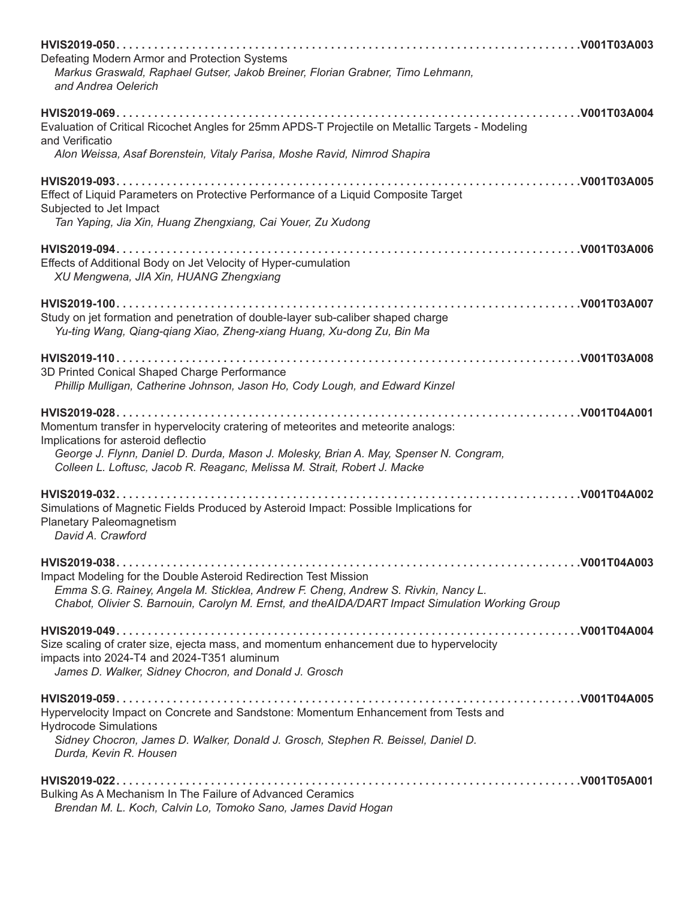**HVIS2019-050. . . . . . . . . . . . . . . . . . . . . . . . . . . . . . . . . . . . . . . . . . . . . . . . . . . . . . . . . . . . . . . . . . . . . . . . . . . . .V001T03A003**
Defeating Modern Armor and Protection Systems
*Markus Graswald, Raphael Gutser, Jakob Breiner, Florian Grabner, Timo Lehmann, and Andrea Oelerich*

**HVIS2019-069. . . . . . . . . . . . . . . . . . . . . . . . . . . . . . . . . . . . . . . . . . . . . . . . . . . . . . . . . . . . . . . . . . . . . . . . . . . . .V001T03A004**
Evaluation of Critical Ricochet Angles for 25mm APDS-T Projectile on Metallic Targets - Modeling and Verificatio
*Alon Weissa, Asaf Borenstein, Vitaly Parisa, Moshe Ravid, Nimrod Shapira*

**HVIS2019-093. . . . . . . . . . . . . . . . . . . . . . . . . . . . . . . . . . . . . . . . . . . . . . . . . . . . . . . . . . . . . . . . . . . . . . . . . . . . .V001T03A005**
Effect of Liquid Parameters on Protective Performance of a Liquid Composite Target Subjected to Jet Impact
*Tan Yaping, Jia Xin, Huang Zhengxiang, Cai Youer, Zu Xudong*

**HVIS2019-094. . . . . . . . . . . . . . . . . . . . . . . . . . . . . . . . . . . . . . . . . . . . . . . . . . . . . . . . . . . . . . . . . . . . . . . . . . . . .V001T03A006**
Effects of Additional Body on Jet Velocity of Hyper-cumulation
*XU Mengwena, JIA Xin, HUANG Zhengxiang*

**HVIS2019-100. . . . . . . . . . . . . . . . . . . . . . . . . . . . . . . . . . . . . . . . . . . . . . . . . . . . . . . . . . . . . . . . . . . . . . . . . . . . .V001T03A007**
Study on jet formation and penetration of double-layer sub-caliber shaped charge
*Yu-ting Wang, Qiang-qiang Xiao, Zheng-xiang Huang, Xu-dong Zu, Bin Ma*

**HVIS2019-110. . . . . . . . . . . . . . . . . . . . . . . . . . . . . . . . . . . . . . . . . . . . . . . . . . . . . . . . . . . . . . . . . . . . . . . . . . . . .V001T03A008**
3D Printed Conical Shaped Charge Performance
*Phillip Mulligan, Catherine Johnson, Jason Ho, Cody Lough, and Edward Kinzel*

**HVIS2019-028. . . . . . . . . . . . . . . . . . . . . . . . . . . . . . . . . . . . . . . . . . . . . . . . . . . . . . . . . . . . . . . . . . . . . . . . . . . . .V001T04A001**
Momentum transfer in hypervelocity cratering of meteorites and meteorite analogs: Implications for asteroid deflectio
*George J. Flynn, Daniel D. Durda, Mason J. Molesky, Brian A. May, Spenser N. Congram, Colleen L. Loftusc, Jacob R. Reaganc, Melissa M. Strait, Robert J. Macke*

**HVIS2019-032. . . . . . . . . . . . . . . . . . . . . . . . . . . . . . . . . . . . . . . . . . . . . . . . . . . . . . . . . . . . . . . . . . . . . . . . . . . . .V001T04A002**
Simulations of Magnetic Fields Produced by Asteroid Impact: Possible Implications for Planetary Paleomagnetism
*David A. Crawford*

**HVIS2019-038. . . . . . . . . . . . . . . . . . . . . . . . . . . . . . . . . . . . . . . . . . . . . . . . . . . . . . . . . . . . . . . . . . . . . . . . . . . . .V001T04A003**
Impact Modeling for the Double Asteroid Redirection Test Mission
*Emma S.G. Rainey, Angela M. Sticklea, Andrew F. Cheng, Andrew S. Rivkin, Nancy L. Chabot, Olivier S. Barnouin, Carolyn M. Ernst, and theAIDA/DART Impact Simulation Working Group*

**HVIS2019-049. . . . . . . . . . . . . . . . . . . . . . . . . . . . . . . . . . . . . . . . . . . . . . . . . . . . . . . . . . . . . . . . . . . . . . . . . . . . .V001T04A004**
Size scaling of crater size, ejecta mass, and momentum enhancement due to hypervelocity impacts into 2024-T4 and 2024-T351 aluminum
*James D. Walker, Sidney Chocron, and Donald J. Grosch*

**HVIS2019-059. . . . . . . . . . . . . . . . . . . . . . . . . . . . . . . . . . . . . . . . . . . . . . . . . . . . . . . . . . . . . . . . . . . . . . . . . . . . .V001T04A005**
Hypervelocity Impact on Concrete and Sandstone: Momentum Enhancement from Tests and Hydrocode Simulations
*Sidney Chocron, James D. Walker, Donald J. Grosch, Stephen R. Beissel, Daniel D. Durda, Kevin R. Housen*

**HVIS2019-022. . . . . . . . . . . . . . . . . . . . . . . . . . . . . . . . . . . . . . . . . . . . . . . . . . . . . . . . . . . . . . . . . . . . . . . . . . . . .V001T05A001**
Bulking As A Mechanism In The Failure of Advanced Ceramics
*Brendan M. L. Koch, Calvin Lo, Tomoko Sano, James David Hogan*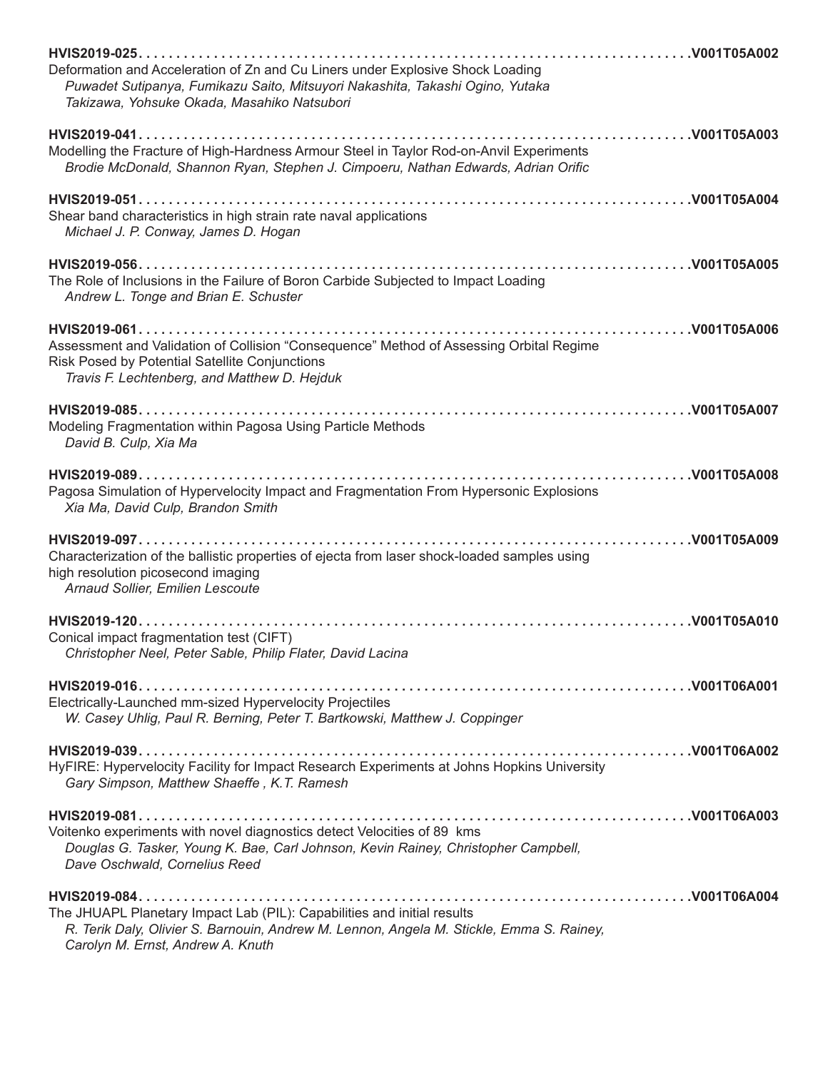**HVIS2019-025** . . . . . . . . . . . . . . . . . . . . . . . . . . . . . . . . . . . . . . . . . . . . . . . . . . . . . . . . . . . . . . . . . . . . . . . . . . . **V001T05A002**
Deformation and Acceleration of Zn and Cu Liners under Explosive Shock Loading
*Puwadet Sutipanya, Fumikazu Saito, Mitsuyori Nakashita, Takashi Ogino, Yutaka Takizawa, Yohsuke Okada, Masahiko Natsubori*

**HVIS2019-041** . . . . . . . . . . . . . . . . . . . . . . . . . . . . . . . . . . . . . . . . . . . . . . . . . . . . . . . . . . . . . . . . . . . . . . . . . . . **V001T05A003**
Modelling the Fracture of High-Hardness Armour Steel in Taylor Rod-on-Anvil Experiments
*Brodie McDonald, Shannon Ryan, Stephen J. Cimpoeru, Nathan Edwards, Adrian Orific*

**HVIS2019-051** . . . . . . . . . . . . . . . . . . . . . . . . . . . . . . . . . . . . . . . . . . . . . . . . . . . . . . . . . . . . . . . . . . . . . . . . . . . **V001T05A004**
Shear band characteristics in high strain rate naval applications
*Michael J. P. Conway, James D. Hogan*

**HVIS2019-056** . . . . . . . . . . . . . . . . . . . . . . . . . . . . . . . . . . . . . . . . . . . . . . . . . . . . . . . . . . . . . . . . . . . . . . . . . . . **V001T05A005**
The Role of Inclusions in the Failure of Boron Carbide Subjected to Impact Loading
*Andrew L. Tonge and Brian E. Schuster*

**HVIS2019-061** . . . . . . . . . . . . . . . . . . . . . . . . . . . . . . . . . . . . . . . . . . . . . . . . . . . . . . . . . . . . . . . . . . . . . . . . . . . **V001T05A006**
Assessment and Validation of Collision "Consequence" Method of Assessing Orbital Regime Risk Posed by Potential Satellite Conjunctions
*Travis F. Lechtenberg, and Matthew D. Hejduk*

**HVIS2019-085** . . . . . . . . . . . . . . . . . . . . . . . . . . . . . . . . . . . . . . . . . . . . . . . . . . . . . . . . . . . . . . . . . . . . . . . . . . . **V001T05A007**
Modeling Fragmentation within Pagosa Using Particle Methods
*David B. Culp, Xia Ma*

**HVIS2019-089** . . . . . . . . . . . . . . . . . . . . . . . . . . . . . . . . . . . . . . . . . . . . . . . . . . . . . . . . . . . . . . . . . . . . . . . . . . . **V001T05A008**
Pagosa Simulation of Hypervelocity Impact and Fragmentation From Hypersonic Explosions
*Xia Ma, David Culp, Brandon Smith*

**HVIS2019-097** . . . . . . . . . . . . . . . . . . . . . . . . . . . . . . . . . . . . . . . . . . . . . . . . . . . . . . . . . . . . . . . . . . . . . . . . . . . **V001T05A009**
Characterization of the ballistic properties of ejecta from laser shock-loaded samples using high resolution picosecond imaging
*Arnaud Sollier, Emilien Lescoute*

**HVIS2019-120** . . . . . . . . . . . . . . . . . . . . . . . . . . . . . . . . . . . . . . . . . . . . . . . . . . . . . . . . . . . . . . . . . . . . . . . . . . . **V001T05A010**
Conical impact fragmentation test (CIFT)
*Christopher Neel, Peter Sable, Philip Flater, David Lacina*

**HVIS2019-016** . . . . . . . . . . . . . . . . . . . . . . . . . . . . . . . . . . . . . . . . . . . . . . . . . . . . . . . . . . . . . . . . . . . . . . . . . . . **V001T06A001**
Electrically-Launched mm-sized Hypervelocity Projectiles
*W. Casey Uhlig, Paul R. Berning, Peter T. Bartkowski, Matthew J. Coppinger*

**HVIS2019-039** . . . . . . . . . . . . . . . . . . . . . . . . . . . . . . . . . . . . . . . . . . . . . . . . . . . . . . . . . . . . . . . . . . . . . . . . . . . **V001T06A002**
HyFIRE: Hypervelocity Facility for Impact Research Experiments at Johns Hopkins University
*Gary Simpson, Matthew Shaeffe , K.T. Ramesh*

**HVIS2019-081** . . . . . . . . . . . . . . . . . . . . . . . . . . . . . . . . . . . . . . . . . . . . . . . . . . . . . . . . . . . . . . . . . . . . . . . . . . . **V001T06A003**
Voitenko experiments with novel diagnostics detect Velocities of 89 kms
*Douglas G. Tasker, Young K. Bae, Carl Johnson, Kevin Rainey, Christopher Campbell, Dave Oschwald, Cornelius Reed*

**HVIS2019-084** . . . . . . . . . . . . . . . . . . . . . . . . . . . . . . . . . . . . . . . . . . . . . . . . . . . . . . . . . . . . . . . . . . . . . . . . . . . **V001T06A004**
The JHUAPL Planetary Impact Lab (PIL): Capabilities and initial results
*R. Terik Daly, Olivier S. Barnouin, Andrew M. Lennon, Angela M. Stickle, Emma S. Rainey, Carolyn M. Ernst, Andrew A. Knuth*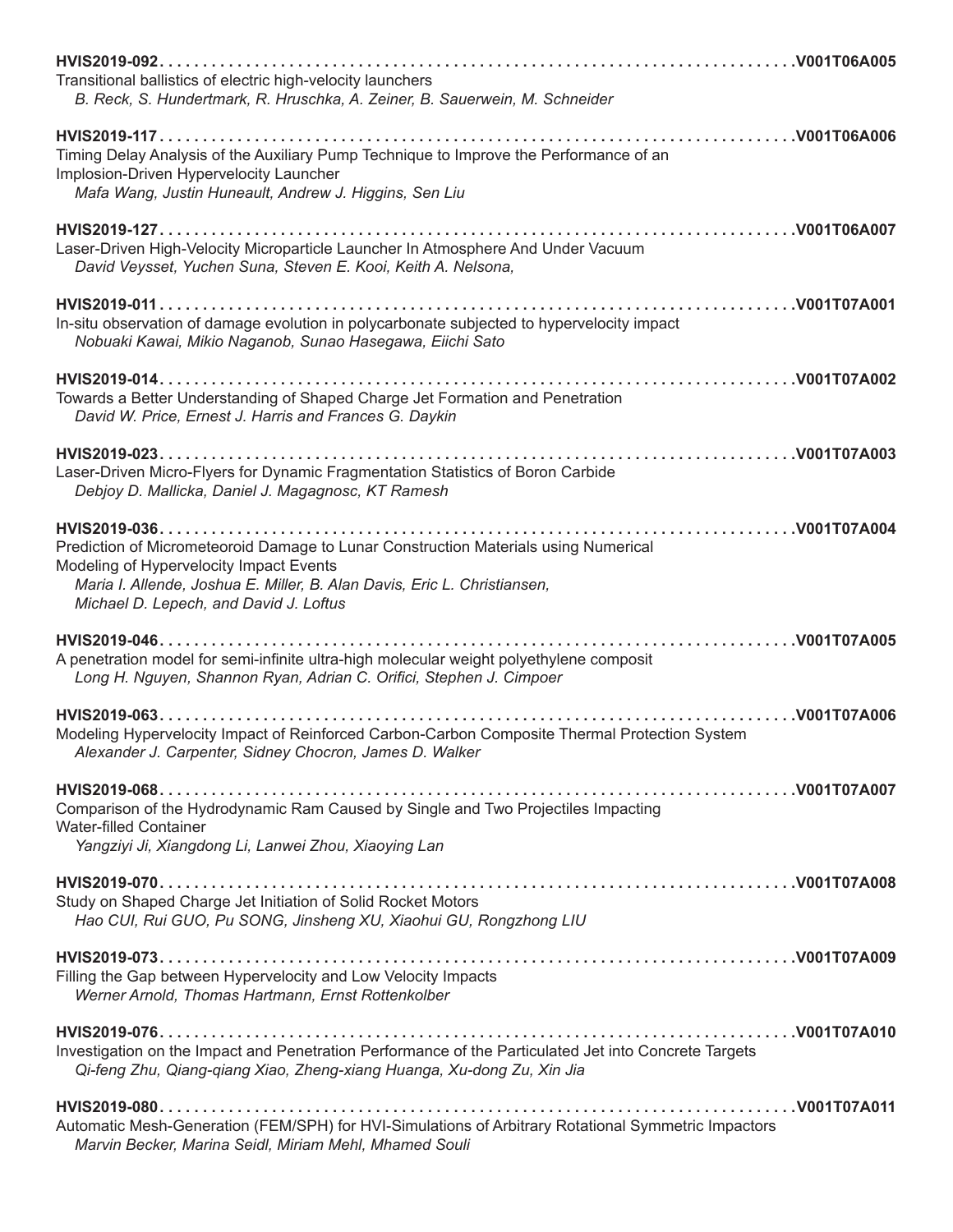**HVIS2019-092** . . . . . . . . . . . . . . . . . . . . . . . . . . . . . . . . . . . . . . . . . . . . . . . . . . . . . . . . . . . . . . . . . . . . . . . . . . . .V001T06A005
Transitional ballistics of electric high-velocity launchers
*B. Reck, S. Hundertmark, R. Hruschka, A. Zeiner, B. Sauerwein, M. Schneider*

**HVIS2019-117** . . . . . . . . . . . . . . . . . . . . . . . . . . . . . . . . . . . . . . . . . . . . . . . . . . . . . . . . . . . . . . . . . . . . . . . . . . . .V001T06A006
Timing Delay Analysis of the Auxiliary Pump Technique to Improve the Performance of an Implosion-Driven Hypervelocity Launcher
*Mafa Wang, Justin Huneault, Andrew J. Higgins, Sen Liu*

**HVIS2019-127** . . . . . . . . . . . . . . . . . . . . . . . . . . . . . . . . . . . . . . . . . . . . . . . . . . . . . . . . . . . . . . . . . . . . . . . . . . . .V001T06A007
Laser-Driven High-Velocity Microparticle Launcher In Atmosphere And Under Vacuum
*David Veysset, Yuchen Suna, Steven E. Kooi, Keith A. Nelsona,*

**HVIS2019-011** . . . . . . . . . . . . . . . . . . . . . . . . . . . . . . . . . . . . . . . . . . . . . . . . . . . . . . . . . . . . . . . . . . . . . . . . . . . .V001T07A001
In-situ observation of damage evolution in polycarbonate subjected to hypervelocity impact
*Nobuaki Kawai, Mikio Naganob, Sunao Hasegawa, Eiichi Sato*

**HVIS2019-014** . . . . . . . . . . . . . . . . . . . . . . . . . . . . . . . . . . . . . . . . . . . . . . . . . . . . . . . . . . . . . . . . . . . . . . . . . . . .V001T07A002
Towards a Better Understanding of Shaped Charge Jet Formation and Penetration
*David W. Price, Ernest J. Harris and Frances G. Daykin*

**HVIS2019-023** . . . . . . . . . . . . . . . . . . . . . . . . . . . . . . . . . . . . . . . . . . . . . . . . . . . . . . . . . . . . . . . . . . . . . . . . . . . .V001T07A003
Laser-Driven Micro-Flyers for Dynamic Fragmentation Statistics of Boron Carbide
*Debjoy D. Mallicka, Daniel J. Magagnosc, KT Ramesh*

**HVIS2019-036** . . . . . . . . . . . . . . . . . . . . . . . . . . . . . . . . . . . . . . . . . . . . . . . . . . . . . . . . . . . . . . . . . . . . . . . . . . . .V001T07A004
Prediction of Micrometeoroid Damage to Lunar Construction Materials using Numerical Modeling of Hypervelocity Impact Events
*Maria I. Allende, Joshua E. Miller, B. Alan Davis, Eric L. Christiansen, Michael D. Lepech, and David J. Loftus*

**HVIS2019-046** . . . . . . . . . . . . . . . . . . . . . . . . . . . . . . . . . . . . . . . . . . . . . . . . . . . . . . . . . . . . . . . . . . . . . . . . . . . .V001T07A005
A penetration model for semi-infinite ultra-high molecular weight polyethylene composit
*Long H. Nguyen, Shannon Ryan, Adrian C. Orifici, Stephen J. Cimpoer*

**HVIS2019-063** . . . . . . . . . . . . . . . . . . . . . . . . . . . . . . . . . . . . . . . . . . . . . . . . . . . . . . . . . . . . . . . . . . . . . . . . . . . .V001T07A006
Modeling Hypervelocity Impact of Reinforced Carbon-Carbon Composite Thermal Protection System
*Alexander J. Carpenter, Sidney Chocron, James D. Walker*

**HVIS2019-068** . . . . . . . . . . . . . . . . . . . . . . . . . . . . . . . . . . . . . . . . . . . . . . . . . . . . . . . . . . . . . . . . . . . . . . . . . . . .V001T07A007
Comparison of the Hydrodynamic Ram Caused by Single and Two Projectiles Impacting Water-filled Container
*Yangziyi Ji, Xiangdong Li, Lanwei Zhou, Xiaoying Lan*

**HVIS2019-070** . . . . . . . . . . . . . . . . . . . . . . . . . . . . . . . . . . . . . . . . . . . . . . . . . . . . . . . . . . . . . . . . . . . . . . . . . . . .V001T07A008
Study on Shaped Charge Jet Initiation of Solid Rocket Motors
*Hao CUI, Rui GUO, Pu SONG, Jinsheng XU, Xiaohui GU, Rongzhong LIU*

**HVIS2019-073** . . . . . . . . . . . . . . . . . . . . . . . . . . . . . . . . . . . . . . . . . . . . . . . . . . . . . . . . . . . . . . . . . . . . . . . . . . . .V001T07A009
Filling the Gap between Hypervelocity and Low Velocity Impacts
*Werner Arnold, Thomas Hartmann, Ernst Rottenkolber*

**HVIS2019-076** . . . . . . . . . . . . . . . . . . . . . . . . . . . . . . . . . . . . . . . . . . . . . . . . . . . . . . . . . . . . . . . . . . . . . . . . . . . .V001T07A010
Investigation on the Impact and Penetration Performance of the Particulated Jet into Concrete Targets
*Qi-feng Zhu, Qiang-qiang Xiao, Zheng-xiang Huanga, Xu-dong Zu, Xin Jia*

**HVIS2019-080** . . . . . . . . . . . . . . . . . . . . . . . . . . . . . . . . . . . . . . . . . . . . . . . . . . . . . . . . . . . . . . . . . . . . . . . . . . . .V001T07A011
Automatic Mesh-Generation (FEM/SPH) for HVI-Simulations of Arbitrary Rotational Symmetric Impactors
*Marvin Becker, Marina Seidl, Miriam Mehl, Mhamed Souli*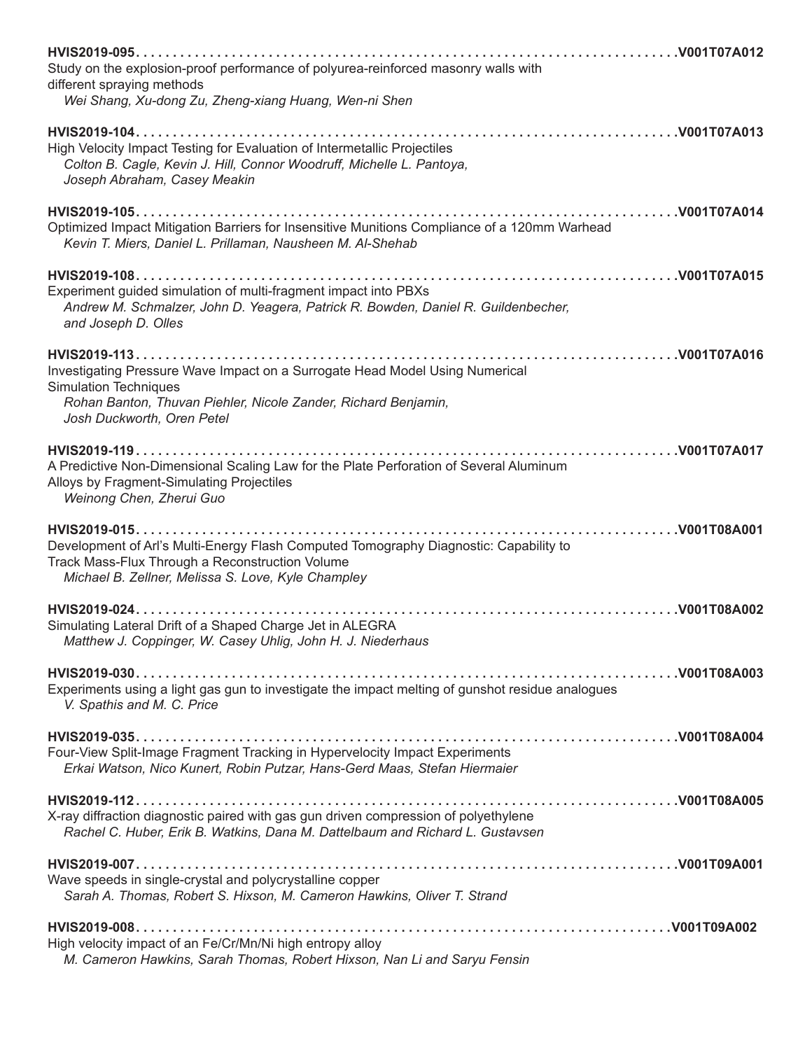**HVIS2019-095** . . . . . . . . . . . . . . . . . . . . . . . . . . . . . . . . . . . . . . . . . . . . . . . . . . . . . . . . . . . . . . . . . . . . . . . . . . . . .V001T07A012
Study on the explosion-proof performance of polyurea-reinforced masonry walls with different spraying methods
*Wei Shang, Xu-dong Zu, Zheng-xiang Huang, Wen-ni Shen*

**HVIS2019-104** . . . . . . . . . . . . . . . . . . . . . . . . . . . . . . . . . . . . . . . . . . . . . . . . . . . . . . . . . . . . . . . . . . . . . . . . . . . . .V001T07A013
High Velocity Impact Testing for Evaluation of Intermetallic Projectiles
*Colton B. Cagle, Kevin J. Hill, Connor Woodruff, Michelle L. Pantoya, Joseph Abraham, Casey Meakin*

**HVIS2019-105** . . . . . . . . . . . . . . . . . . . . . . . . . . . . . . . . . . . . . . . . . . . . . . . . . . . . . . . . . . . . . . . . . . . . . . . . . . . . .V001T07A014
Optimized Impact Mitigation Barriers for Insensitive Munitions Compliance of a 120mm Warhead
*Kevin T. Miers, Daniel L. Prillaman, Nausheen M. Al-Shehab*

**HVIS2019-108** . . . . . . . . . . . . . . . . . . . . . . . . . . . . . . . . . . . . . . . . . . . . . . . . . . . . . . . . . . . . . . . . . . . . . . . . . . . . .V001T07A015
Experiment guided simulation of multi-fragment impact into PBXs
*Andrew M. Schmalzer, John D. Yeagera, Patrick R. Bowden, Daniel R. Guildenbecher, and Joseph D. Olles*

**HVIS2019-113** . . . . . . . . . . . . . . . . . . . . . . . . . . . . . . . . . . . . . . . . . . . . . . . . . . . . . . . . . . . . . . . . . . . . . . . . . . . . .V001T07A016
Investigating Pressure Wave Impact on a Surrogate Head Model Using Numerical Simulation Techniques
*Rohan Banton, Thuvan Piehler, Nicole Zander, Richard Benjamin, Josh Duckworth, Oren Petel*

**HVIS2019-119** . . . . . . . . . . . . . . . . . . . . . . . . . . . . . . . . . . . . . . . . . . . . . . . . . . . . . . . . . . . . . . . . . . . . . . . . . . . . .V001T07A017
A Predictive Non-Dimensional Scaling Law for the Plate Perforation of Several Aluminum Alloys by Fragment-Simulating Projectiles
*Weinong Chen, Zherui Guo*

**HVIS2019-015** . . . . . . . . . . . . . . . . . . . . . . . . . . . . . . . . . . . . . . . . . . . . . . . . . . . . . . . . . . . . . . . . . . . . . . . . . . . . .V001T08A001
Development of Arl's Multi-Energy Flash Computed Tomography Diagnostic: Capability to Track Mass-Flux Through a Reconstruction Volume
*Michael B. Zellner, Melissa S. Love, Kyle Champley*

**HVIS2019-024** . . . . . . . . . . . . . . . . . . . . . . . . . . . . . . . . . . . . . . . . . . . . . . . . . . . . . . . . . . . . . . . . . . . . . . . . . . . . .V001T08A002
Simulating Lateral Drift of a Shaped Charge Jet in ALEGRA
*Matthew J. Coppinger, W. Casey Uhlig, John H. J. Niederhaus*

**HVIS2019-030** . . . . . . . . . . . . . . . . . . . . . . . . . . . . . . . . . . . . . . . . . . . . . . . . . . . . . . . . . . . . . . . . . . . . . . . . . . . . .V001T08A003
Experiments using a light gas gun to investigate the impact melting of gunshot residue analogues
*V. Spathis and M. C. Price*

**HVIS2019-035** . . . . . . . . . . . . . . . . . . . . . . . . . . . . . . . . . . . . . . . . . . . . . . . . . . . . . . . . . . . . . . . . . . . . . . . . . . . . .V001T08A004
Four-View Split-Image Fragment Tracking in Hypervelocity Impact Experiments
*Erkai Watson, Nico Kunert, Robin Putzar, Hans-Gerd Maas, Stefan Hiermaier*

**HVIS2019-112** . . . . . . . . . . . . . . . . . . . . . . . . . . . . . . . . . . . . . . . . . . . . . . . . . . . . . . . . . . . . . . . . . . . . . . . . . . . . .V001T08A005
X-ray diffraction diagnostic paired with gas gun driven compression of polyethylene
*Rachel C. Huber, Erik B. Watkins, Dana M. Dattelbaum and Richard L. Gustavsen*

**HVIS2019-007** . . . . . . . . . . . . . . . . . . . . . . . . . . . . . . . . . . . . . . . . . . . . . . . . . . . . . . . . . . . . . . . . . . . . . . . . . . . . .V001T09A001
Wave speeds in single-crystal and polycrystalline copper
*Sarah A. Thomas, Robert S. Hixson, M. Cameron Hawkins, Oliver T. Strand*

**HVIS2019-008** . . . . . . . . . . . . . . . . . . . . . . . . . . . . . . . . . . . . . . . . . . . . . . . . . . . . . . . . . . . . . . . . . . . . . . . . . . . . .V001T09A002
High velocity impact of an Fe/Cr/Mn/Ni high entropy alloy
*M. Cameron Hawkins, Sarah Thomas, Robert Hixson, Nan Li and Saryu Fensin*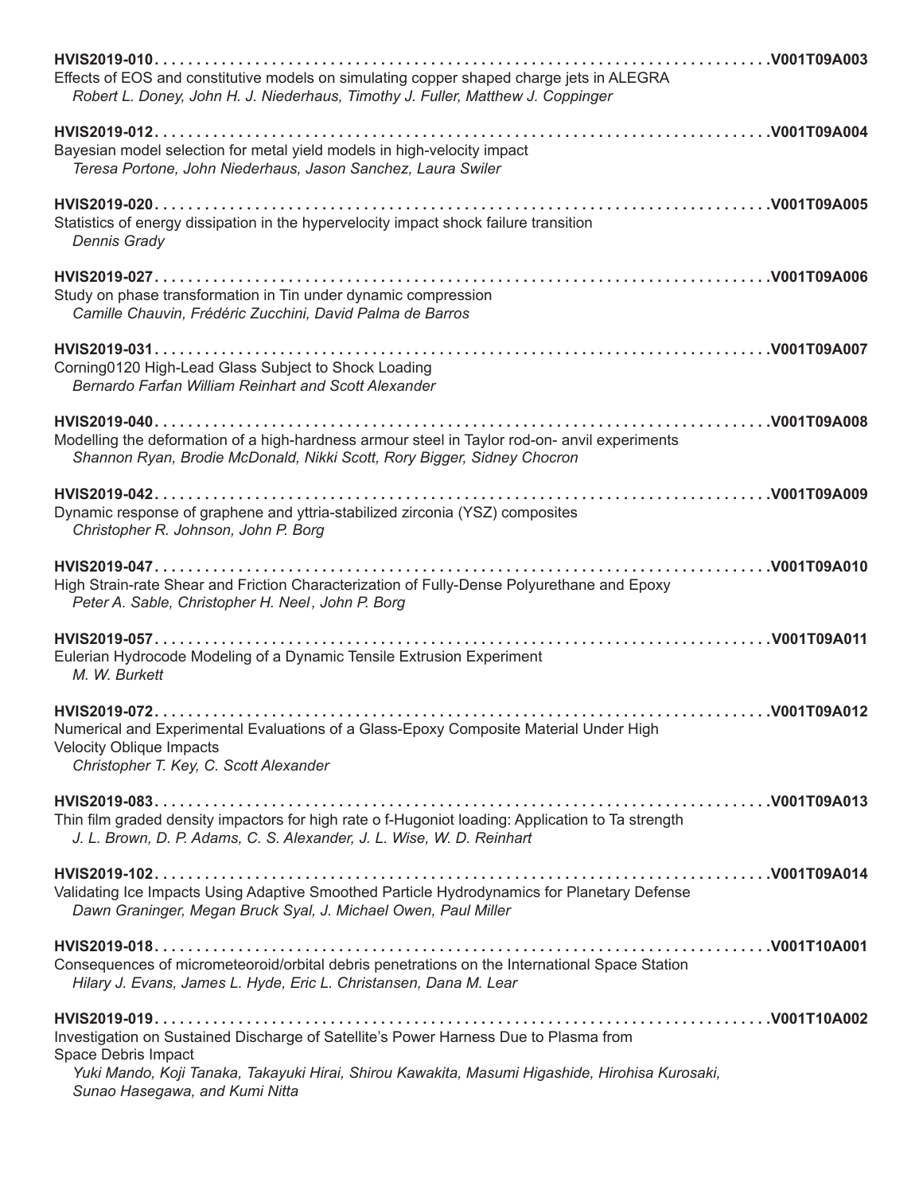**HVIS2019-010** . . . . . . . . . . . . . . . . . . . . . . . . . . . . . . . . . . . . . . . . . . . . . . . . . . . . . . . . . . . . . . . . . . . . . . . . . . . . . . .V001T09A003
Effects of EOS and constitutive models on simulating copper shaped charge jets in ALEGRA
*Robert L. Doney, John H. J. Niederhaus, Timothy J. Fuller, Matthew J. Coppinger*

**HVIS2019-012** . . . . . . . . . . . . . . . . . . . . . . . . . . . . . . . . . . . . . . . . . . . . . . . . . . . . . . . . . . . . . . . . . . . . . . . . . . . . . . .V001T09A004
Bayesian model selection for metal yield models in high-velocity impact
*Teresa Portone, John Niederhaus, Jason Sanchez, Laura Swiler*

**HVIS2019-020** . . . . . . . . . . . . . . . . . . . . . . . . . . . . . . . . . . . . . . . . . . . . . . . . . . . . . . . . . . . . . . . . . . . . . . . . . . . . . . .V001T09A005
Statistics of energy dissipation in the hypervelocity impact shock failure transition
*Dennis Grady*

**HVIS2019-027** . . . . . . . . . . . . . . . . . . . . . . . . . . . . . . . . . . . . . . . . . . . . . . . . . . . . . . . . . . . . . . . . . . . . . . . . . . . . . . .V001T09A006
Study on phase transformation in Tin under dynamic compression
*Camille Chauvin, Frédéric Zucchini, David Palma de Barros*

**HVIS2019-031** . . . . . . . . . . . . . . . . . . . . . . . . . . . . . . . . . . . . . . . . . . . . . . . . . . . . . . . . . . . . . . . . . . . . . . . . . . . . . . .V001T09A007
Corning0120 High-Lead Glass Subject to Shock Loading
*Bernardo Farfan William Reinhart and Scott Alexander*

**HVIS2019-040** . . . . . . . . . . . . . . . . . . . . . . . . . . . . . . . . . . . . . . . . . . . . . . . . . . . . . . . . . . . . . . . . . . . . . . . . . . . . . . .V001T09A008
Modelling the deformation of a high-hardness armour steel in Taylor rod-on- anvil experiments
*Shannon Ryan, Brodie McDonald, Nikki Scott, Rory Bigger, Sidney Chocron*

**HVIS2019-042** . . . . . . . . . . . . . . . . . . . . . . . . . . . . . . . . . . . . . . . . . . . . . . . . . . . . . . . . . . . . . . . . . . . . . . . . . . . . . . .V001T09A009
Dynamic response of graphene and yttria-stabilized zirconia (YSZ) composites
*Christopher R. Johnson, John P. Borg*

**HVIS2019-047** . . . . . . . . . . . . . . . . . . . . . . . . . . . . . . . . . . . . . . . . . . . . . . . . . . . . . . . . . . . . . . . . . . . . . . . . . . . . . . .V001T09A010
High Strain-rate Shear and Friction Characterization of Fully-Dense Polyurethane and Epoxy
*Peter A. Sable, Christopher H. Neel, John P. Borg*

**HVIS2019-057** . . . . . . . . . . . . . . . . . . . . . . . . . . . . . . . . . . . . . . . . . . . . . . . . . . . . . . . . . . . . . . . . . . . . . . . . . . . . . . .V001T09A011
Eulerian Hydrocode Modeling of a Dynamic Tensile Extrusion Experiment
*M. W. Burkett*

**HVIS2019-072** . . . . . . . . . . . . . . . . . . . . . . . . . . . . . . . . . . . . . . . . . . . . . . . . . . . . . . . . . . . . . . . . . . . . . . . . . . . . . . .V001T09A012
Numerical and Experimental Evaluations of a Glass-Epoxy Composite Material Under High Velocity Oblique Impacts
*Christopher T. Key, C. Scott Alexander*

**HVIS2019-083** . . . . . . . . . . . . . . . . . . . . . . . . . . . . . . . . . . . . . . . . . . . . . . . . . . . . . . . . . . . . . . . . . . . . . . . . . . . . . . .V001T09A013
Thin film graded density impactors for high rate o f-Hugoniot loading: Application to Ta strength
*J. L. Brown, D. P. Adams, C. S. Alexander, J. L. Wise, W. D. Reinhart*

**HVIS2019-102** . . . . . . . . . . . . . . . . . . . . . . . . . . . . . . . . . . . . . . . . . . . . . . . . . . . . . . . . . . . . . . . . . . . . . . . . . . . . . . .V001T09A014
Validating Ice Impacts Using Adaptive Smoothed Particle Hydrodynamics for Planetary Defense
*Dawn Graninger, Megan Bruck Syal, J. Michael Owen, Paul Miller*

**HVIS2019-018** . . . . . . . . . . . . . . . . . . . . . . . . . . . . . . . . . . . . . . . . . . . . . . . . . . . . . . . . . . . . . . . . . . . . . . . . . . . . . . .V001T10A001
Consequences of micrometeoroid/orbital debris penetrations on the International Space Station
*Hilary J. Evans, James L. Hyde, Eric L. Christansen, Dana M. Lear*

**HVIS2019-019** . . . . . . . . . . . . . . . . . . . . . . . . . . . . . . . . . . . . . . . . . . . . . . . . . . . . . . . . . . . . . . . . . . . . . . . . . . . . . . .V001T10A002
Investigation on Sustained Discharge of Satellite's Power Harness Due to Plasma from Space Debris Impact
*Yuki Mando, Koji Tanaka, Takayuki Hirai, Shirou Kawakita, Masumi Higashide, Hirohisa Kurosaki, Sunao Hasegawa, and Kumi Nitta*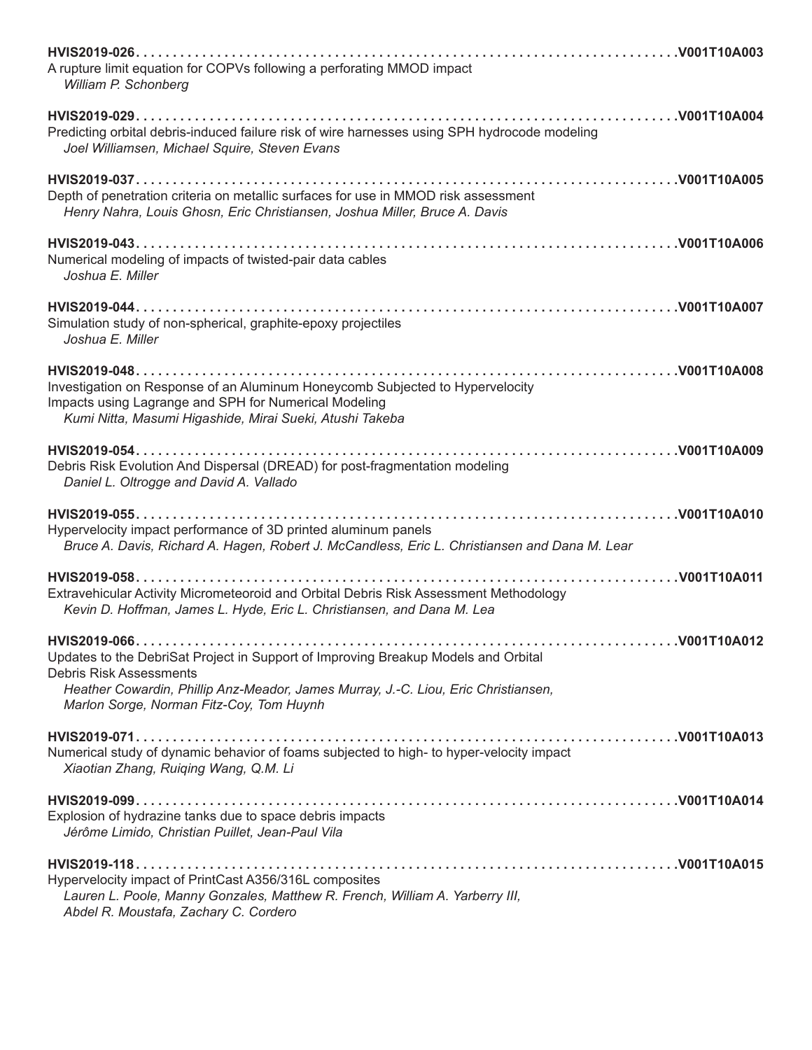**HVIS2019-026** . . . . . . . . . . . . . . . . . . . . . . . . . . . . . . . . . . . . . . . . . . . . . . . . . . . . . . . . . . . . . . . . . . . . . . . . . . . **V001T10A003**
A rupture limit equation for COPVs following a perforating MMOD impact
*William P. Schonberg*

**HVIS2019-029** . . . . . . . . . . . . . . . . . . . . . . . . . . . . . . . . . . . . . . . . . . . . . . . . . . . . . . . . . . . . . . . . . . . . . . . . . . . **V001T10A004**
Predicting orbital debris-induced failure risk of wire harnesses using SPH hydrocode modeling
*Joel Williamsen, Michael Squire, Steven Evans*

**HVIS2019-037** . . . . . . . . . . . . . . . . . . . . . . . . . . . . . . . . . . . . . . . . . . . . . . . . . . . . . . . . . . . . . . . . . . . . . . . . . . . **V001T10A005**
Depth of penetration criteria on metallic surfaces for use in MMOD risk assessment
*Henry Nahra, Louis Ghosn, Eric Christiansen, Joshua Miller, Bruce A. Davis*

**HVIS2019-043** . . . . . . . . . . . . . . . . . . . . . . . . . . . . . . . . . . . . . . . . . . . . . . . . . . . . . . . . . . . . . . . . . . . . . . . . . . . **V001T10A006**
Numerical modeling of impacts of twisted-pair data cables
*Joshua E. Miller*

**HVIS2019-044** . . . . . . . . . . . . . . . . . . . . . . . . . . . . . . . . . . . . . . . . . . . . . . . . . . . . . . . . . . . . . . . . . . . . . . . . . . . **V001T10A007**
Simulation study of non-spherical, graphite-epoxy projectiles
*Joshua E. Miller*

**HVIS2019-048** . . . . . . . . . . . . . . . . . . . . . . . . . . . . . . . . . . . . . . . . . . . . . . . . . . . . . . . . . . . . . . . . . . . . . . . . . . . **V001T10A008**
Investigation on Response of an Aluminum Honeycomb Subjected to Hypervelocity Impacts using Lagrange and SPH for Numerical Modeling
*Kumi Nitta, Masumi Higashide, Mirai Sueki, Atushi Takeba*

**HVIS2019-054** . . . . . . . . . . . . . . . . . . . . . . . . . . . . . . . . . . . . . . . . . . . . . . . . . . . . . . . . . . . . . . . . . . . . . . . . . . . **V001T10A009**
Debris Risk Evolution And Dispersal (DREAD) for post-fragmentation modeling
*Daniel L. Oltrogge and David A. Vallado*

**HVIS2019-055** . . . . . . . . . . . . . . . . . . . . . . . . . . . . . . . . . . . . . . . . . . . . . . . . . . . . . . . . . . . . . . . . . . . . . . . . . . . **V001T10A010**
Hypervelocity impact performance of 3D printed aluminum panels
*Bruce A. Davis, Richard A. Hagen, Robert J. McCandless, Eric L. Christiansen and Dana M. Lear*

**HVIS2019-058** . . . . . . . . . . . . . . . . . . . . . . . . . . . . . . . . . . . . . . . . . . . . . . . . . . . . . . . . . . . . . . . . . . . . . . . . . . . **V001T10A011**
Extravehicular Activity Micrometeoroid and Orbital Debris Risk Assessment Methodology
*Kevin D. Hoffman, James L. Hyde, Eric L. Christiansen, and Dana M. Lea*

**HVIS2019-066** . . . . . . . . . . . . . . . . . . . . . . . . . . . . . . . . . . . . . . . . . . . . . . . . . . . . . . . . . . . . . . . . . . . . . . . . . . . **V001T10A012**
Updates to the DebriSat Project in Support of Improving Breakup Models and Orbital Debris Risk Assessments
*Heather Cowardin, Phillip Anz-Meador, James Murray, J.-C. Liou, Eric Christiansen, Marlon Sorge, Norman Fitz-Coy, Tom Huynh*

**HVIS2019-071** . . . . . . . . . . . . . . . . . . . . . . . . . . . . . . . . . . . . . . . . . . . . . . . . . . . . . . . . . . . . . . . . . . . . . . . . . . . **V001T10A013**
Numerical study of dynamic behavior of foams subjected to high- to hyper-velocity impact
*Xiaotian Zhang, Ruiqing Wang, Q.M. Li*

**HVIS2019-099** . . . . . . . . . . . . . . . . . . . . . . . . . . . . . . . . . . . . . . . . . . . . . . . . . . . . . . . . . . . . . . . . . . . . . . . . . . . **V001T10A014**
Explosion of hydrazine tanks due to space debris impacts
*Jérôme Limido, Christian Puillet, Jean-Paul Vila*

**HVIS2019-118** . . . . . . . . . . . . . . . . . . . . . . . . . . . . . . . . . . . . . . . . . . . . . . . . . . . . . . . . . . . . . . . . . . . . . . . . . . . **V001T10A015**
Hypervelocity impact of PrintCast A356/316L composites
*Lauren L. Poole, Manny Gonzales, Matthew R. French, William A. Yarberry III, Abdel R. Moustafa, Zachary C. Cordero*